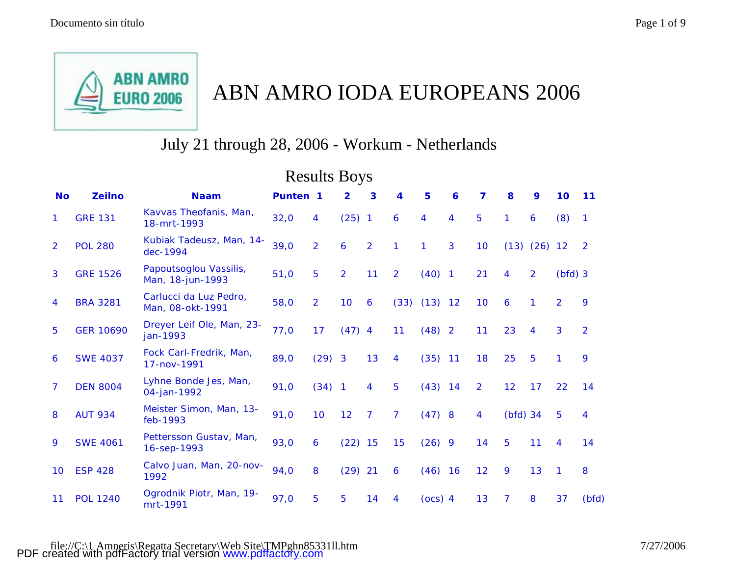# ABN AMRO IODA EUROPEANS 2006

## July 21 through 28, 2006 - Workum - Netherlands

### Results Boys

| No | Zeilno | Naam | Punten | 1 | 2 | 3 | 4 | 5 | 6 | 7 | 8 | 9 | 10 | 11 |
|---|---|---|---|---|---|---|---|---|---|---|---|---|---|---|
| 1 | GRE 131 | Kavvas Theofanis, Man, 18-mrt-1993 | 32,0 | 4 | (25) | 1 | 6 | 4 | 4 | 5 | 1 | 6 | (8) | 1 |
| 2 | POL 280 | Kubiak Tadeusz, Man, 14-dec-1994 | 39,0 | 2 | 6 | 2 | 1 | 1 | 3 | 10 | (13) | (26) | 12 | 2 |
| 3 | GRE 1526 | Papoutsoglou Vassilis, Man, 18-jun-1993 | 51,0 | 5 | 2 | 11 | 2 | (40) | 1 | 21 | 4 | 2 | (bfd) | 3 |
| 4 | BRA 3281 | Carlucci da Luz Pedro, Man, 08-okt-1991 | 58,0 | 2 | 10 | 6 | (33) | (13) | 12 | 10 | 6 | 1 | 2 | 9 |
| 5 | GER 10690 | Dreyer Leif Ole, Man, 23-jan-1993 | 77,0 | 17 | (47) | 4 | 11 | (48) | 2 | 11 | 23 | 4 | 3 | 2 |
| 6 | SWE 4037 | Fock Carl-Fredrik, Man, 17-nov-1991 | 89,0 | (29) | 3 | 13 | 4 | (35) | 11 | 18 | 25 | 5 | 1 | 9 |
| 7 | DEN 8004 | Lyhne Bonde Jes, Man, 04-jan-1992 | 91,0 | (34) | 1 | 4 | 5 | (43) | 14 | 2 | 12 | 17 | 22 | 14 |
| 8 | AUT 934 | Meister Simon, Man, 13-feb-1993 | 91,0 | 10 | 12 | 7 | 7 | (47) | 8 | 4 | (bfd) | 34 | 5 | 4 |
| 9 | SWE 4061 | Pettersson Gustav, Man, 16-sep-1993 | 93,0 | 6 | (22) | 15 | 15 | (26) | 9 | 14 | 5 | 11 | 4 | 14 |
| 10 | ESP 428 | Calvo Juan, Man, 20-nov-1992 | 94,0 | 8 | (29) | 21 | 6 | (46) | 16 | 12 | 9 | 13 | 1 | 8 |
| 11 | POL 1240 | Ogrodnik Piotr, Man, 19-mrt-1991 | 97,0 | 5 | 5 | 14 | 4 | (ocs) | 4 | 13 | 7 | 8 | 37 | (bfd) |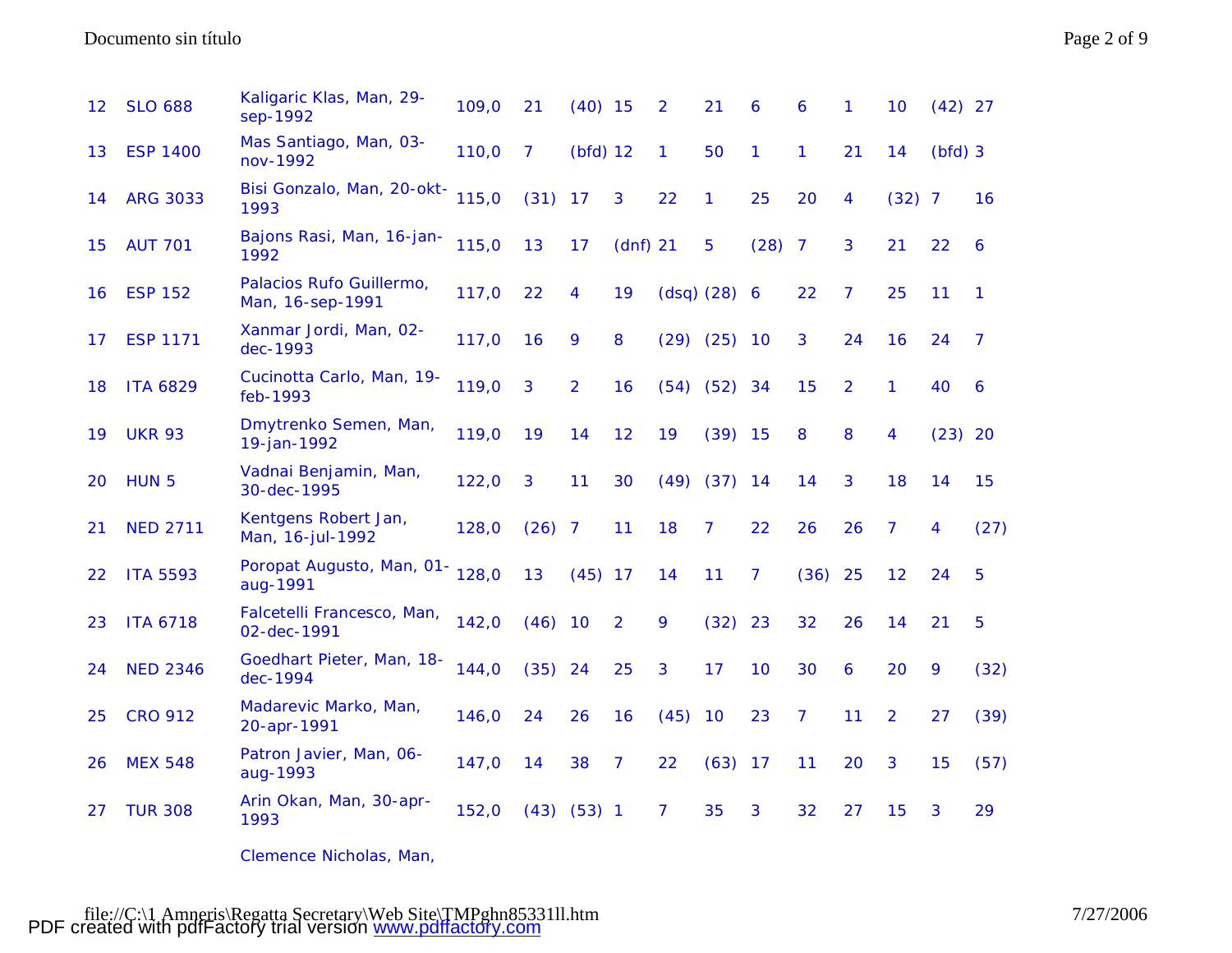| | | | | | | | | | | | | | | | |
|---|---|---|---|---|---|---|---|---|---|---|---|---|---|---|---|
| 12 | SLO 688 | Kaligaric Klas, Man, 29-sep-1992 | 109,0 | 21 | (40) | 15 | 2 | 21 | 6 | 6 | 1 | 10 | (42) | 27 |
| 13 | ESP 1400 | Mas Santiago, Man, 03-nov-1992 | 110,0 | 7 | (bfd) | 12 | 1 | 50 | 1 | 1 | 21 | 14 | (bfd) | 3 |
| 14 | ARG 3033 | Bisi Gonzalo, Man, 20-okt-1993 | 115,0 | (31) | 17 | 3 | 22 | 1 | 25 | 20 | 4 | (32) | 7 | 16 |
| 15 | AUT 701 | Bajons Rasi, Man, 16-jan-1992 | 115,0 | 13 | 17 | (dnf) | 21 | 5 | (28) | 7 | 3 | 21 | 22 | 6 |
| 16 | ESP 152 | Palacios Rufo Guillermo, Man, 16-sep-1991 | 117,0 | 22 | 4 | 19 | (dsq) | (28) | 6 | 22 | 7 | 25 | 11 | 1 |
| 17 | ESP 1171 | Xanmar Jordi, Man, 02-dec-1993 | 117,0 | 16 | 9 | 8 | (29) | (25) | 10 | 3 | 24 | 16 | 24 | 7 |
| 18 | ITA 6829 | Cucinotta Carlo, Man, 19-feb-1993 | 119,0 | 3 | 2 | 16 | (54) | (52) | 34 | 15 | 2 | 1 | 40 | 6 |
| 19 | UKR 93 | Dmytrenko Semen, Man, 19-jan-1992 | 119,0 | 19 | 14 | 12 | 19 | (39) | 15 | 8 | 8 | 4 | (23) | 20 |
| 20 | HUN 5 | Vadnai Benjamin, Man, 30-dec-1995 | 122,0 | 3 | 11 | 30 | (49) | (37) | 14 | 14 | 3 | 18 | 14 | 15 |
| 21 | NED 2711 | Kentgens Robert Jan, Man, 16-jul-1992 | 128,0 | (26) | 7 | 11 | 18 | 7 | 22 | 26 | 26 | 7 | 4 | (27) |
| 22 | ITA 5593 | Poropat Augusto, Man, 01-aug-1991 | 128,0 | 13 | (45) | 17 | 14 | 11 | 7 | (36) | 25 | 12 | 24 | 5 |
| 23 | ITA 6718 | Falcetelli Francesco, Man, 02-dec-1991 | 142,0 | (46) | 10 | 2 | 9 | (32) | 23 | 32 | 26 | 14 | 21 | 5 |
| 24 | NED 2346 | Goedhart Pieter, Man, 18-dec-1994 | 144,0 | (35) | 24 | 25 | 3 | 17 | 10 | 30 | 6 | 20 | 9 | (32) |
| 25 | CRO 912 | Madarevic Marko, Man, 20-apr-1991 | 146,0 | 24 | 26 | 16 | (45) | 10 | 23 | 7 | 11 | 2 | 27 | (39) |
| 26 | MEX 548 | Patron Javier, Man, 06-aug-1993 | 147,0 | 14 | 38 | 7 | 22 | (63) | 17 | 11 | 20 | 3 | 15 | (57) |
| 27 | TUR 308 | Arin Okan, Man, 30-apr-1993 | 152,0 | (43) | (53) | 1 | 7 | 35 | 3 | 32 | 27 | 15 | 3 | 29 |
| | | Clemence Nicholas, Man, | | | | | | | | | | | | |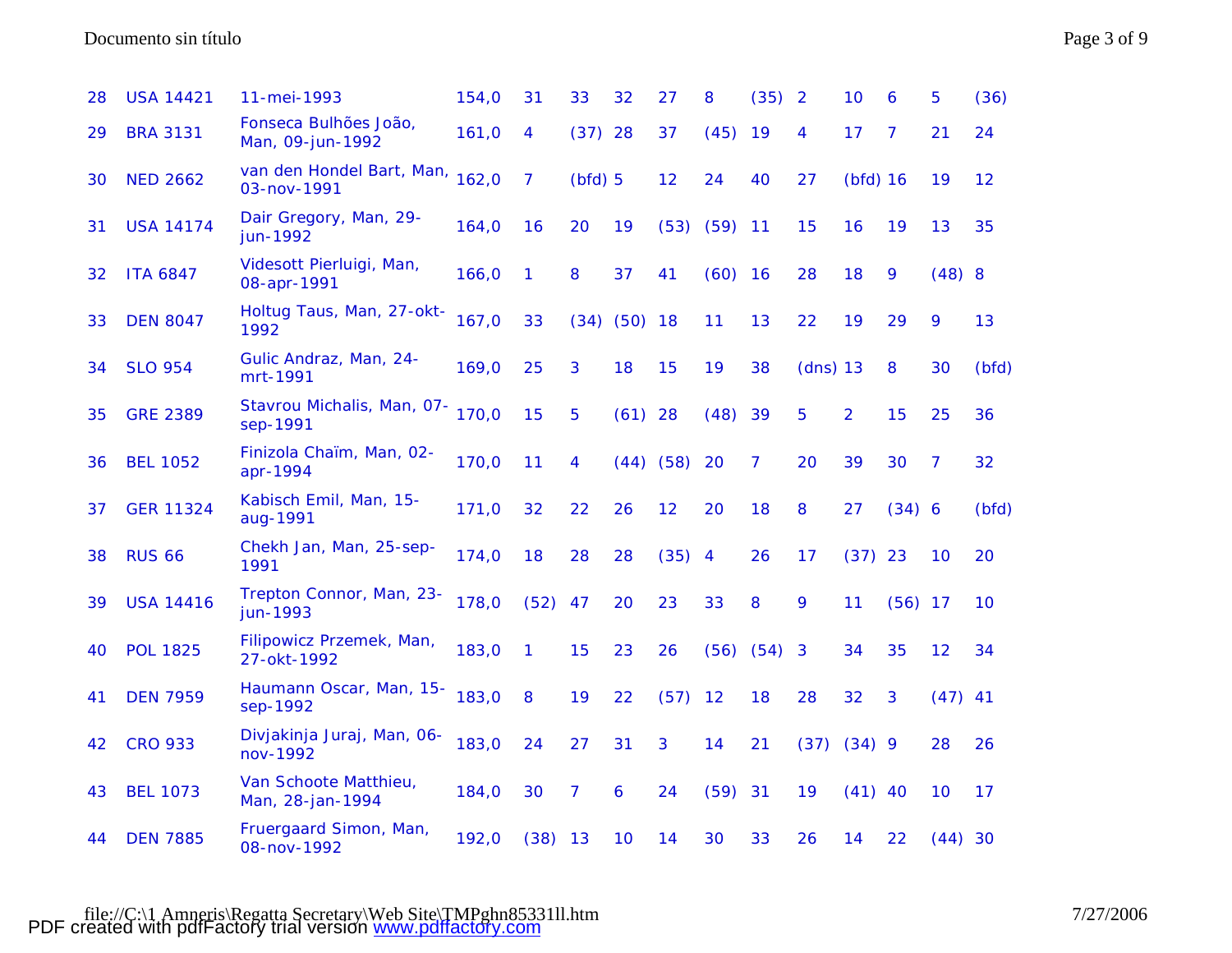| | | | | | | | | | | | | | | | |
|---|---|---|---|---|---|---|---|---|---|---|---|---|---|---|---|
| 28 | USA 14421 | 11-mei-1993 | 154,0 | 31 | 33 | 32 | 27 | 8 | (35) | 2 | 10 | 6 | 5 | (36) |
| 29 | BRA 3131 | Fonseca Bulhões João, Man, 09-jun-1992 | 161,0 | 4 | (37) | 28 | 37 | (45) | 19 | 4 | 17 | 7 | 21 | 24 |
| 30 | NED 2662 | van den Hondel Bart, Man, 03-nov-1991 | 162,0 | 7 | (bfd) | 5 | 12 | 24 | 40 | 27 | (bfd) | 16 | 19 | 12 |
| 31 | USA 14174 | Dair Gregory, Man, 29-jun-1992 | 164,0 | 16 | 20 | 19 | (53) | (59) | 11 | 15 | 16 | 19 | 13 | 35 |
| 32 | ITA 6847 | Videsott Pierluigi, Man, 08-apr-1991 | 166,0 | 1 | 8 | 37 | 41 | (60) | 16 | 28 | 18 | 9 | (48) | 8 |
| 33 | DEN 8047 | Holtug Taus, Man, 27-okt-1992 | 167,0 | 33 | (34) | (50) | 18 | 11 | 13 | 22 | 19 | 29 | 9 | 13 |
| 34 | SLO 954 | Gulic Andraz, Man, 24-mrt-1991 | 169,0 | 25 | 3 | 18 | 15 | 19 | 38 | (dns) | 13 | 8 | 30 | (bfd) |
| 35 | GRE 2389 | Stavrou Michalis, Man, 07-sep-1991 | 170,0 | 15 | 5 | (61) | 28 | (48) | 39 | 5 | 2 | 15 | 25 | 36 |
| 36 | BEL 1052 | Finizola Chaïm, Man, 02-apr-1994 | 170,0 | 11 | 4 | (44) | (58) | 20 | 7 | 20 | 39 | 30 | 7 | 32 |
| 37 | GER 11324 | Kabisch Emil, Man, 15-aug-1991 | 171,0 | 32 | 22 | 26 | 12 | 20 | 18 | 8 | 27 | (34) | 6 | (bfd) |
| 38 | RUS 66 | Chekh Jan, Man, 25-sep-1991 | 174,0 | 18 | 28 | 28 | (35) | 4 | 26 | 17 | (37) | 23 | 10 | 20 |
| 39 | USA 14416 | Trepton Connor, Man, 23-jun-1993 | 178,0 | (52) | 47 | 20 | 23 | 33 | 8 | 9 | 11 | (56) | 17 | 10 |
| 40 | POL 1825 | Filipowicz Przemek, Man, 27-okt-1992 | 183,0 | 1 | 15 | 23 | 26 | (56) | (54) | 3 | 34 | 35 | 12 | 34 |
| 41 | DEN 7959 | Haumann Oscar, Man, 15-sep-1992 | 183,0 | 8 | 19 | 22 | (57) | 12 | 18 | 28 | 32 | 3 | (47) | 41 |
| 42 | CRO 933 | Divjakinja Juraj, Man, 06-nov-1992 | 183,0 | 24 | 27 | 31 | 3 | 14 | 21 | (37) | (34) | 9 | 28 | 26 |
| 43 | BEL 1073 | Van Schoote Matthieu, Man, 28-jan-1994 | 184,0 | 30 | 7 | 6 | 24 | (59) | 31 | 19 | (41) | 40 | 10 | 17 |
| 44 | DEN 7885 | Fruergaard Simon, Man, 08-nov-1992 | 192,0 | (38) | 13 | 10 | 14 | 30 | 33 | 26 | 14 | 22 | (44) | 30 |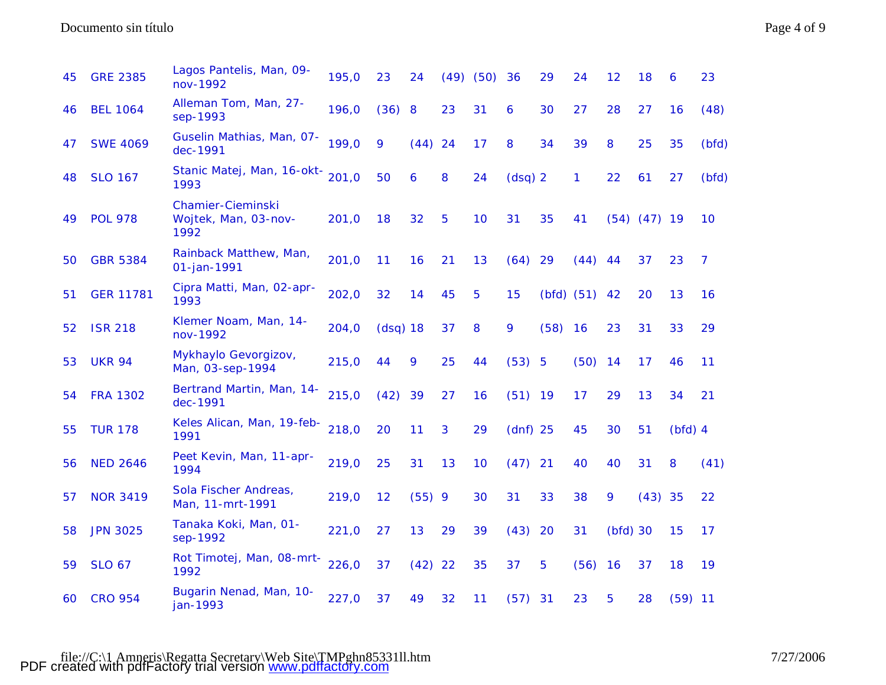| | | | | | | | | | | | | | | | |
|---|---|---|---|---|---|---|---|---|---|---|---|---|---|---|---|
| 45 | GRE 2385 | Lagos Pantelis, Man, 09-nov-1992 | 195,0 | 23 | 24 | (49) | (50) | 36 | 29 | 24 | 12 | 18 | 6 | 23 |
| 46 | BEL 1064 | Alleman Tom, Man, 27-sep-1993 | 196,0 | (36) | 8 | 23 | 31 | 6 | 30 | 27 | 28 | 27 | 16 | (48) |
| 47 | SWE 4069 | Guselin Mathias, Man, 07-dec-1991 | 199,0 | 9 | (44) | 24 | 17 | 8 | 34 | 39 | 8 | 25 | 35 | (bfd) |
| 48 | SLO 167 | Stanic Matej, Man, 16-okt-1993 | 201,0 | 50 | 6 | 8 | 24 | (dsq) | 2 | 1 | 22 | 61 | 27 | (bfd) |
| 49 | POL 978 | Chamier-Cieminski Wojtek, Man, 03-nov-1992 | 201,0 | 18 | 32 | 5 | 10 | 31 | 35 | 41 | (54) | (47) | 19 | 10 |
| 50 | GBR 5384 | Rainback Matthew, Man, 01-jan-1991 | 201,0 | 11 | 16 | 21 | 13 | (64) | 29 | (44) | 44 | 37 | 23 | 7 |
| 51 | GER 11781 | Cipra Matti, Man, 02-apr-1993 | 202,0 | 32 | 14 | 45 | 5 | 15 | (bfd) | (51) | 42 | 20 | 13 | 16 |
| 52 | ISR 218 | Klemer Noam, Man, 14-nov-1992 | 204,0 | (dsq) | 18 | 37 | 8 | 9 | (58) | 16 | 23 | 31 | 33 | 29 |
| 53 | UKR 94 | Mykhaylo Gevorgizov, Man, 03-sep-1994 | 215,0 | 44 | 9 | 25 | 44 | (53) | 5 | (50) | 14 | 17 | 46 | 11 |
| 54 | FRA 1302 | Bertrand Martin, Man, 14-dec-1991 | 215,0 | (42) | 39 | 27 | 16 | (51) | 19 | 17 | 29 | 13 | 34 | 21 |
| 55 | TUR 178 | Keles Alican, Man, 19-feb-1991 | 218,0 | 20 | 11 | 3 | 29 | (dnf) | 25 | 45 | 30 | 51 | (bfd) | 4 |
| 56 | NED 2646 | Peet Kevin, Man, 11-apr-1994 | 219,0 | 25 | 31 | 13 | 10 | (47) | 21 | 40 | 40 | 31 | 8 | (41) |
| 57 | NOR 3419 | Sola Fischer Andreas, Man, 11-mrt-1991 | 219,0 | 12 | (55) | 9 | 30 | 31 | 33 | 38 | 9 | (43) | 35 | 22 |
| 58 | JPN 3025 | Tanaka Koki, Man, 01-sep-1992 | 221,0 | 27 | 13 | 29 | 39 | (43) | 20 | 31 | (bfd) | 30 | 15 | 17 |
| 59 | SLO 67 | Rot Timotej, Man, 08-mrt-1992 | 226,0 | 37 | (42) | 22 | 35 | 37 | 5 | (56) | 16 | 37 | 18 | 19 |
| 60 | CRO 954 | Bugarin Nenad, Man, 10-jan-1993 | 227,0 | 37 | 49 | 32 | 11 | (57) | 31 | 23 | 5 | 28 | (59) | 11 |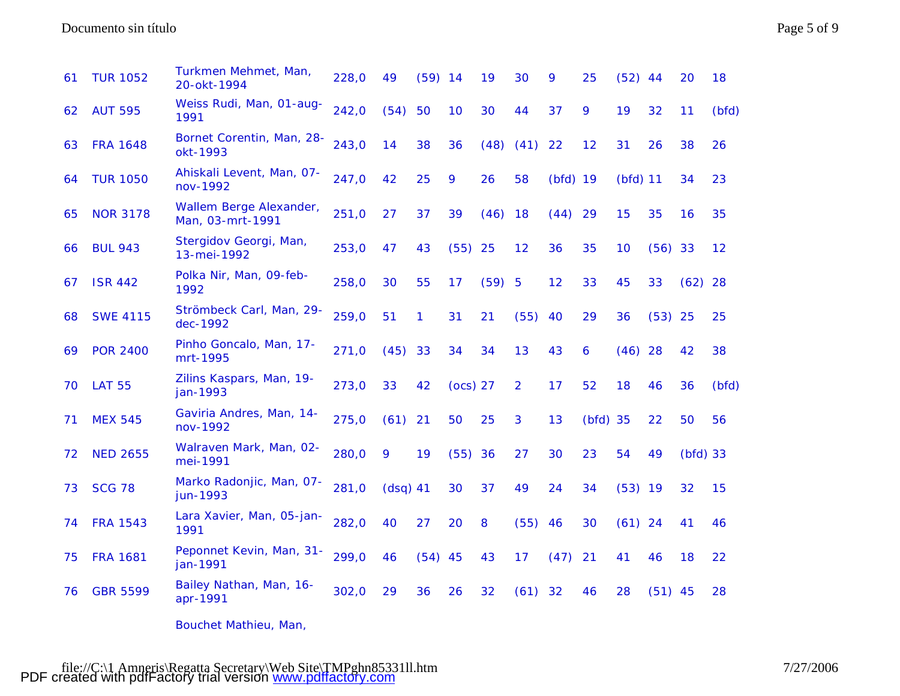| | | | | | | | | | | | | | | | |
|---|---|---|---|---|---|---|---|---|---|---|---|---|---|---|---|
| 61 | TUR 1052 | Turkmen Mehmet, Man, 20-okt-1994 | 228,0 | 49 | (59) | 14 | 19 | 30 | 9 | 25 | (52) | 44 | 20 | 18 |
| 62 | AUT 595 | Weiss Rudi, Man, 01-aug-1991 | 242,0 | (54) | 50 | 10 | 30 | 44 | 37 | 9 | 19 | 32 | 11 | (bfd) |
| 63 | FRA 1648 | Bornet Corentin, Man, 28-okt-1993 | 243,0 | 14 | 38 | 36 | (48) | (41) | 22 | 12 | 31 | 26 | 38 | 26 |
| 64 | TUR 1050 | Ahiskali Levent, Man, 07-nov-1992 | 247,0 | 42 | 25 | 9 | 26 | 58 | (bfd) | 19 | (bfd) | 11 | 34 | 23 |
| 65 | NOR 3178 | Wallem Berge Alexander, Man, 03-mrt-1991 | 251,0 | 27 | 37 | 39 | (46) | 18 | (44) | 29 | 15 | 35 | 16 | 35 |
| 66 | BUL 943 | Stergidov Georgi, Man, 13-mei-1992 | 253,0 | 47 | 43 | (55) | 25 | 12 | 36 | 35 | 10 | (56) | 33 | 12 |
| 67 | ISR 442 | Polka Nir, Man, 09-feb-1992 | 258,0 | 30 | 55 | 17 | (59) | 5 | 12 | 33 | 45 | 33 | (62) | 28 |
| 68 | SWE 4115 | Strömbeck Carl, Man, 29-dec-1992 | 259,0 | 51 | 1 | 31 | 21 | (55) | 40 | 29 | 36 | (53) | 25 | 25 |
| 69 | POR 2400 | Pinho Goncalo, Man, 17-mrt-1995 | 271,0 | (45) | 33 | 34 | 34 | 13 | 43 | 6 | (46) | 28 | 42 | 38 |
| 70 | LAT 55 | Zilins Kaspars, Man, 19-jan-1993 | 273,0 | 33 | 42 | (ocs) | 27 | 2 | 17 | 52 | 18 | 46 | 36 | (bfd) |
| 71 | MEX 545 | Gaviria Andres, Man, 14-nov-1992 | 275,0 | (61) | 21 | 50 | 25 | 3 | 13 | (bfd) | 35 | 22 | 50 | 56 |
| 72 | NED 2655 | Walraven Mark, Man, 02-mei-1991 | 280,0 | 9 | 19 | (55) | 36 | 27 | 30 | 23 | 54 | 49 | (bfd) | 33 |
| 73 | SCG 78 | Marko Radonjic, Man, 07-jun-1993 | 281,0 | (dsq) | 41 | 30 | 37 | 49 | 24 | 34 | (53) | 19 | 32 | 15 |
| 74 | FRA 1543 | Lara Xavier, Man, 05-jan-1991 | 282,0 | 40 | 27 | 20 | 8 | (55) | 46 | 30 | (61) | 24 | 41 | 46 |
| 75 | FRA 1681 | Peponnet Kevin, Man, 31-jan-1991 | 299,0 | 46 | (54) | 45 | 43 | 17 | (47) | 21 | 41 | 46 | 18 | 22 |
| 76 | GBR 5599 | Bailey Nathan, Man, 16-apr-1991 | 302,0 | 29 | 36 | 26 | 32 | (61) | 32 | 46 | 28 | (51) | 45 | 28 |
| | | Bouchet Mathieu, Man, | | | | | | | | | | | | |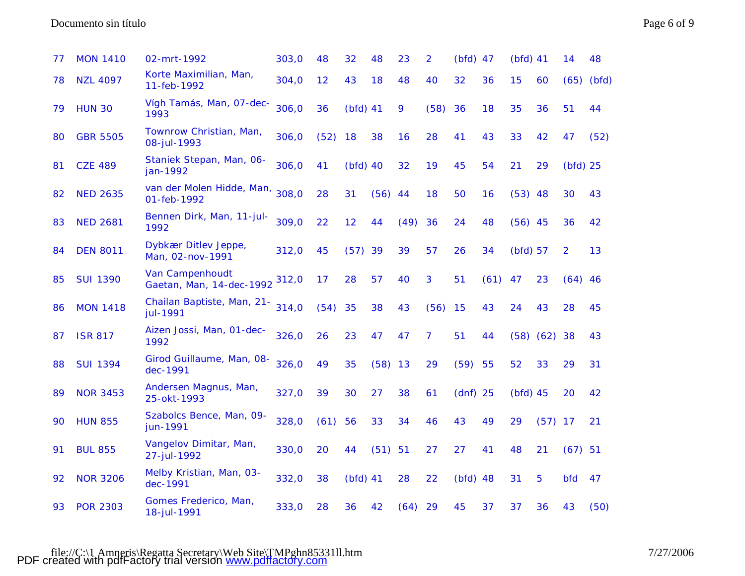| | | | | | | | | | | | | | | | |
|---|---|---|---|---|---|---|---|---|---|---|---|---|---|---|---|
| 77 | MON 1410 | 02-mrt-1992 | 303,0 | 48 | 32 | 48 | 23 | 2 | (bfd) | 47 | (bfd) | 41 | 14 | 48 |
| 78 | NZL 4097 | Korte Maximilian, Man, 11-feb-1992 | 304,0 | 12 | 43 | 18 | 48 | 40 | 32 | 36 | 15 | 60 | (65) | (bfd) |
| 79 | HUN 30 | Vígh Tamás, Man, 07-dec-1993 | 306,0 | 36 | (bfd) | 41 | 9 | (58) | 36 | 18 | 35 | 36 | 51 | 44 |
| 80 | GBR 5505 | Townrow Christian, Man, 08-jul-1993 | 306,0 | (52) | 18 | 38 | 16 | 28 | 41 | 43 | 33 | 42 | 47 | (52) |
| 81 | CZE 489 | Staniek Stepan, Man, 06-jan-1992 | 306,0 | 41 | (bfd) | 40 | 32 | 19 | 45 | 54 | 21 | 29 | (bfd) | 25 |
| 82 | NED 2635 | van der Molen Hidde, Man, 01-feb-1992 | 308,0 | 28 | 31 | (56) | 44 | 18 | 50 | 16 | (53) | 48 | 30 | 43 |
| 83 | NED 2681 | Bennen Dirk, Man, 11-jul-1992 | 309,0 | 22 | 12 | 44 | (49) | 36 | 24 | 48 | (56) | 45 | 36 | 42 |
| 84 | DEN 8011 | Dybkær Ditlev Jeppe, Man, 02-nov-1991 | 312,0 | 45 | (57) | 39 | 39 | 57 | 26 | 34 | (bfd) | 57 | 2 | 13 |
| 85 | SUI 1390 | Van Campenhoudt Gaetan, Man, 14-dec-1992 | 312,0 | 17 | 28 | 57 | 40 | 3 | 51 | (61) | 47 | 23 | (64) | 46 |
| 86 | MON 1418 | Chailan Baptiste, Man, 21-jul-1991 | 314,0 | (54) | 35 | 38 | 43 | (56) | 15 | 43 | 24 | 43 | 28 | 45 |
| 87 | ISR 817 | Aizen Jossi, Man, 01-dec-1992 | 326,0 | 26 | 23 | 47 | 47 | 7 | 51 | 44 | (58) | (62) | 38 | 43 |
| 88 | SUI 1394 | Girod Guillaume, Man, 08-dec-1991 | 326,0 | 49 | 35 | (58) | 13 | 29 | (59) | 55 | 52 | 33 | 29 | 31 |
| 89 | NOR 3453 | Andersen Magnus, Man, 25-okt-1993 | 327,0 | 39 | 30 | 27 | 38 | 61 | (dnf) | 25 | (bfd) | 45 | 20 | 42 |
| 90 | HUN 855 | Szabolcs Bence, Man, 09-jun-1991 | 328,0 | (61) | 56 | 33 | 34 | 46 | 43 | 49 | 29 | (57) | 17 | 21 |
| 91 | BUL 855 | Vangelov Dimitar, Man, 27-jul-1992 | 330,0 | 20 | 44 | (51) | 51 | 27 | 27 | 41 | 48 | 21 | (67) | 51 |
| 92 | NOR 3206 | Melby Kristian, Man, 03-dec-1991 | 332,0 | 38 | (bfd) | 41 | 28 | 22 | (bfd) | 48 | 31 | 5 | bfd | 47 |
| 93 | POR 2303 | Gomes Frederico, Man, 18-jul-1991 | 333,0 | 28 | 36 | 42 | (64) | 29 | 45 | 37 | 37 | 36 | 43 | (50) |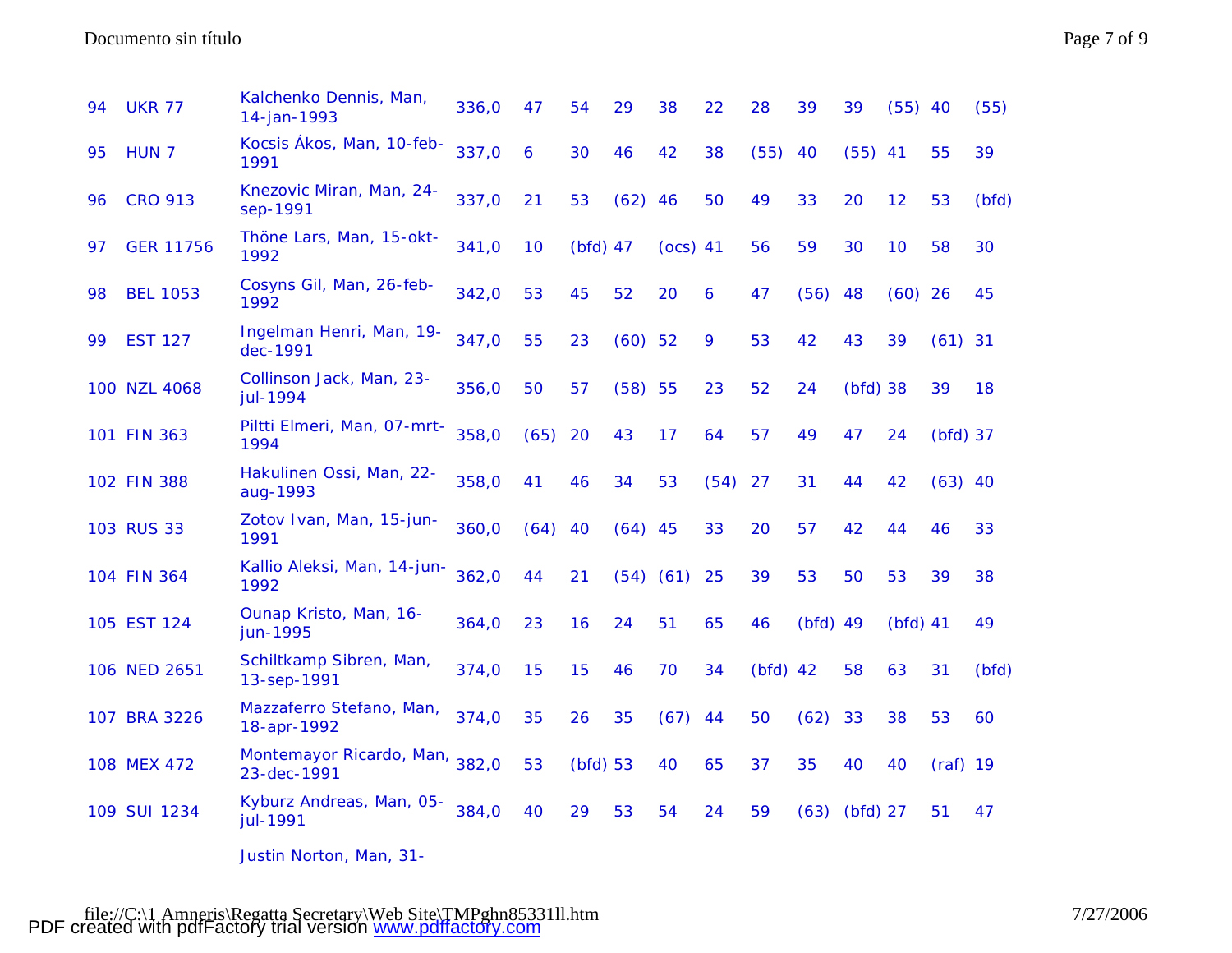| | | | | | | | | | | | | | | | |
|---|---|---|---|---|---|---|---|---|---|---|---|---|---|---|---|
| 94 | UKR 77 | Kalchenko Dennis, Man, 14-jan-1993 | 336,0 | 47 | 54 | 29 | 38 | 22 | 28 | 39 | 39 | (55) | 40 | (55) |
| 95 | HUN 7 | Kocsis Ákos, Man, 10-feb-1991 | 337,0 | 6 | 30 | 46 | 42 | 38 | (55) | 40 | (55) | 41 | 55 | 39 |
| 96 | CRO 913 | Knezovic Miran, Man, 24-sep-1991 | 337,0 | 21 | 53 | (62) | 46 | 50 | 49 | 33 | 20 | 12 | 53 | (bfd) |
| 97 | GER 11756 | Thöne Lars, Man, 15-okt-1992 | 341,0 | 10 | (bfd) | 47 | (ocs) | 41 | 56 | 59 | 30 | 10 | 58 | 30 |
| 98 | BEL 1053 | Cosyns Gil, Man, 26-feb-1992 | 342,0 | 53 | 45 | 52 | 20 | 6 | 47 | (56) | 48 | (60) | 26 | 45 |
| 99 | EST 127 | Ingelman Henri, Man, 19-dec-1991 | 347,0 | 55 | 23 | (60) | 52 | 9 | 53 | 42 | 43 | 39 | (61) | 31 |
| 100 | NZL 4068 | Collinson Jack, Man, 23-jul-1994 | 356,0 | 50 | 57 | (58) | 55 | 23 | 52 | 24 | (bfd) | 38 | 39 | 18 |
| 101 | FIN 363 | Piltti Elmeri, Man, 07-mrt-1994 | 358,0 | (65) | 20 | 43 | 17 | 64 | 57 | 49 | 47 | 24 | (bfd) | 37 |
| 102 | FIN 388 | Hakulinen Ossi, Man, 22-aug-1993 | 358,0 | 41 | 46 | 34 | 53 | (54) | 27 | 31 | 44 | 42 | (63) | 40 |
| 103 | RUS 33 | Zotov Ivan, Man, 15-jun-1991 | 360,0 | (64) | 40 | (64) | 45 | 33 | 20 | 57 | 42 | 44 | 46 | 33 |
| 104 | FIN 364 | Kallio Aleksi, Man, 14-jun-1992 | 362,0 | 44 | 21 | (54) | (61) | 25 | 39 | 53 | 50 | 53 | 39 | 38 |
| 105 | EST 124 | Ounap Kristo, Man, 16-jun-1995 | 364,0 | 23 | 16 | 24 | 51 | 65 | 46 | (bfd) | 49 | (bfd) | 41 | 49 |
| 106 | NED 2651 | Schiltkamp Sibren, Man, 13-sep-1991 | 374,0 | 15 | 15 | 46 | 70 | 34 | (bfd) | 42 | 58 | 63 | 31 | (bfd) |
| 107 | BRA 3226 | Mazzaferro Stefano, Man, 18-apr-1992 | 374,0 | 35 | 26 | 35 | (67) | 44 | 50 | (62) | 33 | 38 | 53 | 60 |
| 108 | MEX 472 | Montemayor Ricardo, Man, 23-dec-1991 | 382,0 | 53 | (bfd) | 53 | 40 | 65 | 37 | 35 | 40 | 40 | (raf) | 19 |
| 109 | SUI 1234 | Kyburz Andreas, Man, 05-jul-1991 | 384,0 | 40 | 29 | 53 | 54 | 24 | 59 | (63) | (bfd) | 27 | 51 | 47 |
| | | Justin Norton, Man, 31- | | | | | | | | | | | | |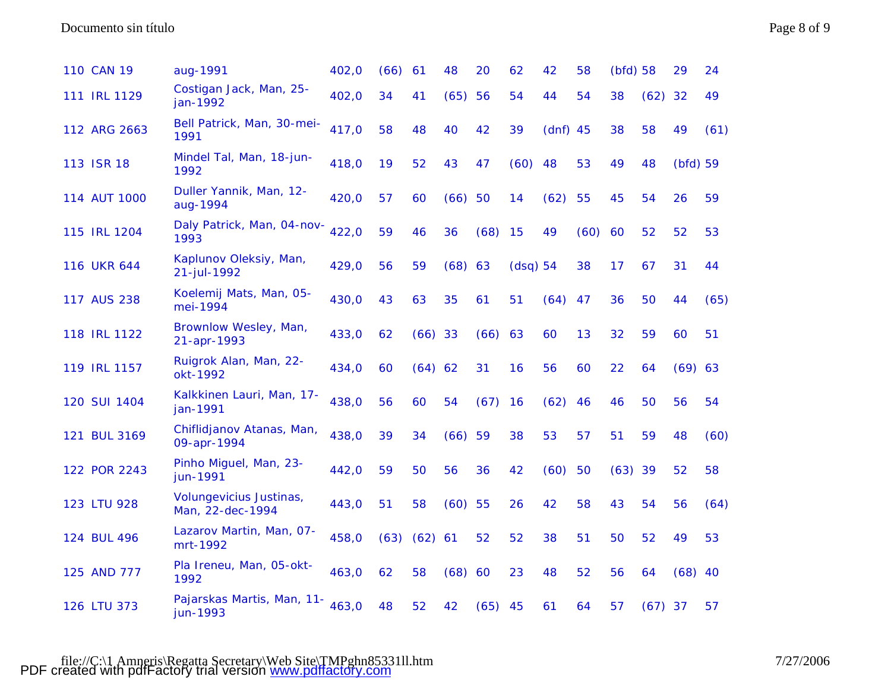| | | | | | | | | | | | | | | | |
|---|---|---|---|---|---|---|---|---|---|---|---|---|---|---|---|
| 110 | CAN 19 | aug-1991 | 402,0 | (66) | 61 | 48 | 20 | 62 | 42 | 58 | (bfd) | 58 | 29 | 24 |
| 111 | IRL 1129 | Costigan Jack, Man, 25-jan-1992 | 402,0 | 34 | 41 | (65) | 56 | 54 | 44 | 54 | 38 | (62) | 32 | 49 |
| 112 | ARG 2663 | Bell Patrick, Man, 30-mei-1991 | 417,0 | 58 | 48 | 40 | 42 | 39 | (dnf) | 45 | 38 | 58 | 49 | (61) |
| 113 | ISR 18 | Mindel Tal, Man, 18-jun-1992 | 418,0 | 19 | 52 | 43 | 47 | (60) | 48 | 53 | 49 | 48 | (bfd) | 59 |
| 114 | AUT 1000 | Duller Yannik, Man, 12-aug-1994 | 420,0 | 57 | 60 | (66) | 50 | 14 | (62) | 55 | 45 | 54 | 26 | 59 |
| 115 | IRL 1204 | Daly Patrick, Man, 04-nov-1993 | 422,0 | 59 | 46 | 36 | (68) | 15 | 49 | (60) | 60 | 52 | 52 | 53 |
| 116 | UKR 644 | Kaplunov Oleksiy, Man, 21-jul-1992 | 429,0 | 56 | 59 | (68) | 63 | (dsq) | 54 | 38 | 17 | 67 | 31 | 44 |
| 117 | AUS 238 | Koelemij Mats, Man, 05-mei-1994 | 430,0 | 43 | 63 | 35 | 61 | 51 | (64) | 47 | 36 | 50 | 44 | (65) |
| 118 | IRL 1122 | Brownlow Wesley, Man, 21-apr-1993 | 433,0 | 62 | (66) | 33 | (66) | 63 | 60 | 13 | 32 | 59 | 60 | 51 |
| 119 | IRL 1157 | Ruigrok Alan, Man, 22-okt-1992 | 434,0 | 60 | (64) | 62 | 31 | 16 | 56 | 60 | 22 | 64 | (69) | 63 |
| 120 | SUI 1404 | Kalkkinen Lauri, Man, 17-jan-1991 | 438,0 | 56 | 60 | 54 | (67) | 16 | (62) | 46 | 46 | 50 | 56 | 54 |
| 121 | BUL 3169 | Chiflidjanov Atanas, Man, 09-apr-1994 | 438,0 | 39 | 34 | (66) | 59 | 38 | 53 | 57 | 51 | 59 | 48 | (60) |
| 122 | POR 2243 | Pinho Miguel, Man, 23-jun-1991 | 442,0 | 59 | 50 | 56 | 36 | 42 | (60) | 50 | (63) | 39 | 52 | 58 |
| 123 | LTU 928 | Volungevicius Justinas, Man, 22-dec-1994 | 443,0 | 51 | 58 | (60) | 55 | 26 | 42 | 58 | 43 | 54 | 56 | (64) |
| 124 | BUL 496 | Lazarov Martin, Man, 07-mrt-1992 | 458,0 | (63) | (62) | 61 | 52 | 52 | 38 | 51 | 50 | 52 | 49 | 53 |
| 125 | AND 777 | Pla Ireneu, Man, 05-okt-1992 | 463,0 | 62 | 58 | (68) | 60 | 23 | 48 | 52 | 56 | 64 | (68) | 40 |
| 126 | LTU 373 | Pajarskas Martis, Man, 11-jun-1993 | 463,0 | 48 | 52 | 42 | (65) | 45 | 61 | 64 | 57 | (67) | 37 | 57 |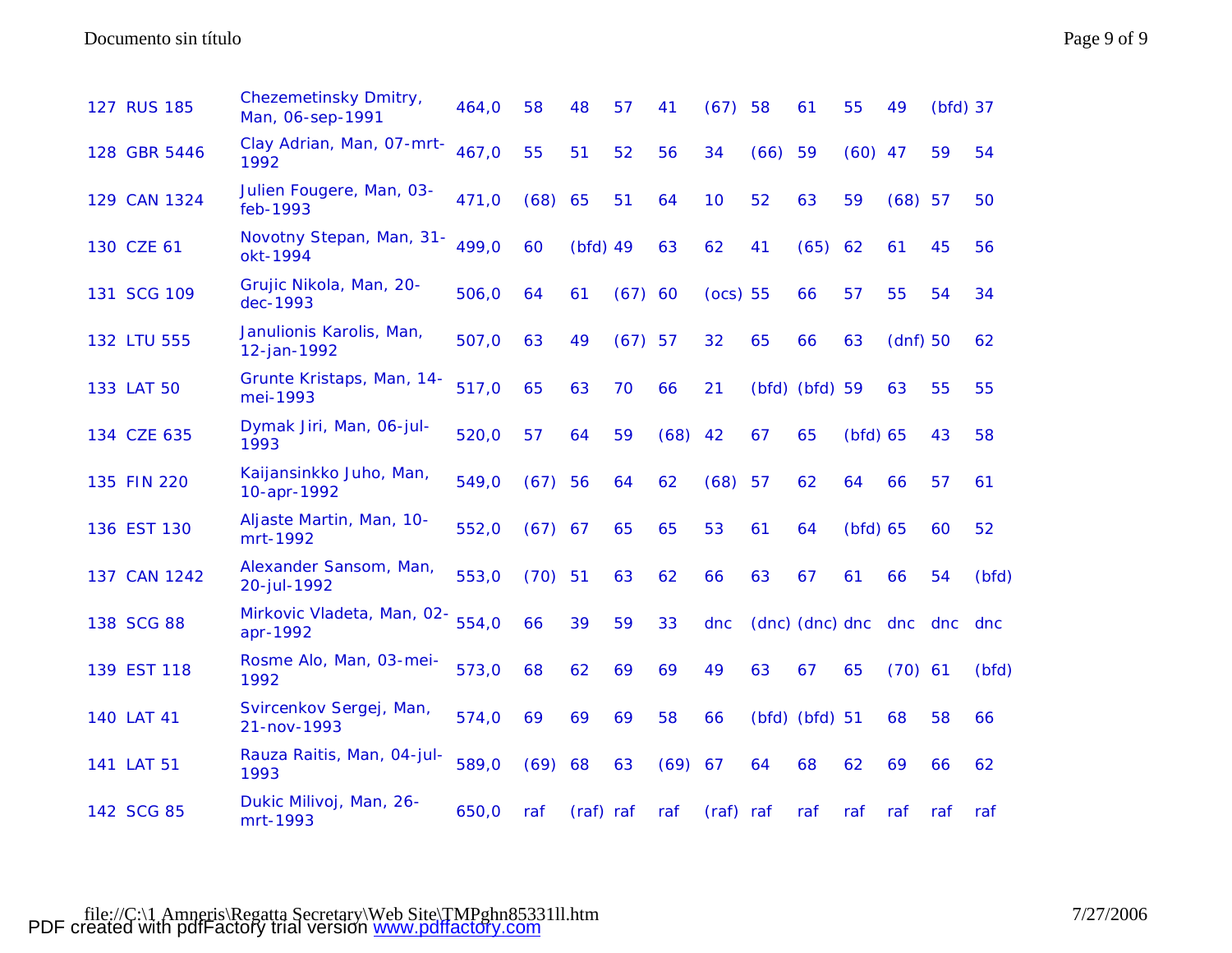| | | | | | | | | | | | | | | | |
|---|---|---|---|---|---|---|---|---|---|---|---|---|---|---|---|
| 127 | RUS 185 | Chezemetinsky Dmitry, Man, 06-sep-1991 | 464,0 | 58 | 48 | 57 | 41 | (67) | 58 | 61 | 55 | 49 | (bfd) | 37 |
| 128 | GBR 5446 | Clay Adrian, Man, 07-mrt-1992 | 467,0 | 55 | 51 | 52 | 56 | 34 | (66) | 59 | (60) | 47 | 59 | 54 |
| 129 | CAN 1324 | Julien Fougere, Man, 03-feb-1993 | 471,0 | (68) | 65 | 51 | 64 | 10 | 52 | 63 | 59 | (68) | 57 | 50 |
| 130 | CZE 61 | Novotny Stepan, Man, 31-okt-1994 | 499,0 | 60 | (bfd) | 49 | 63 | 62 | 41 | (65) | 62 | 61 | 45 | 56 |
| 131 | SCG 109 | Grujic Nikola, Man, 20-dec-1993 | 506,0 | 64 | 61 | (67) | 60 | (ocs) | 55 | 66 | 57 | 55 | 54 | 34 |
| 132 | LTU 555 | Janulionis Karolis, Man, 12-jan-1992 | 507,0 | 63 | 49 | (67) | 57 | 32 | 65 | 66 | 63 | (dnf) | 50 | 62 |
| 133 | LAT 50 | Grunte Kristaps, Man, 14-mei-1993 | 517,0 | 65 | 63 | 70 | 66 | 21 | (bfd) | (bfd) | 59 | 63 | 55 | 55 |
| 134 | CZE 635 | Dymak Jiri, Man, 06-jul-1993 | 520,0 | 57 | 64 | 59 | (68) | 42 | 67 | 65 | (bfd) | 65 | 43 | 58 |
| 135 | FIN 220 | Kaijansinkko Juho, Man, 10-apr-1992 | 549,0 | (67) | 56 | 64 | 62 | (68) | 57 | 62 | 64 | 66 | 57 | 61 |
| 136 | EST 130 | Aljaste Martin, Man, 10-mrt-1992 | 552,0 | (67) | 67 | 65 | 65 | 53 | 61 | 64 | (bfd) | 65 | 60 | 52 |
| 137 | CAN 1242 | Alexander Sansom, Man, 20-jul-1992 | 553,0 | (70) | 51 | 63 | 62 | 66 | 63 | 67 | 61 | 66 | 54 | (bfd) |
| 138 | SCG 88 | Mirkovic Vladeta, Man, 02-apr-1992 | 554,0 | 66 | 39 | 59 | 33 | dnc | (dnc) | (dnc) | dnc | dnc | dnc | dnc |
| 139 | EST 118 | Rosme Alo, Man, 03-mei-1992 | 573,0 | 68 | 62 | 69 | 69 | 49 | 63 | 67 | 65 | (70) | 61 | (bfd) |
| 140 | LAT 41 | Svircenkov Sergej, Man, 21-nov-1993 | 574,0 | 69 | 69 | 69 | 58 | 66 | (bfd) | (bfd) | 51 | 68 | 58 | 66 |
| 141 | LAT 51 | Rauza Raitis, Man, 04-jul-1993 | 589,0 | (69) | 68 | 63 | (69) | 67 | 64 | 68 | 62 | 69 | 66 | 62 |
| 142 | SCG 85 | Dukic Milivoj, Man, 26-mrt-1993 | 650,0 | raf | (raf) | raf | raf | (raf) | raf | raf | raf | raf | raf | raf |